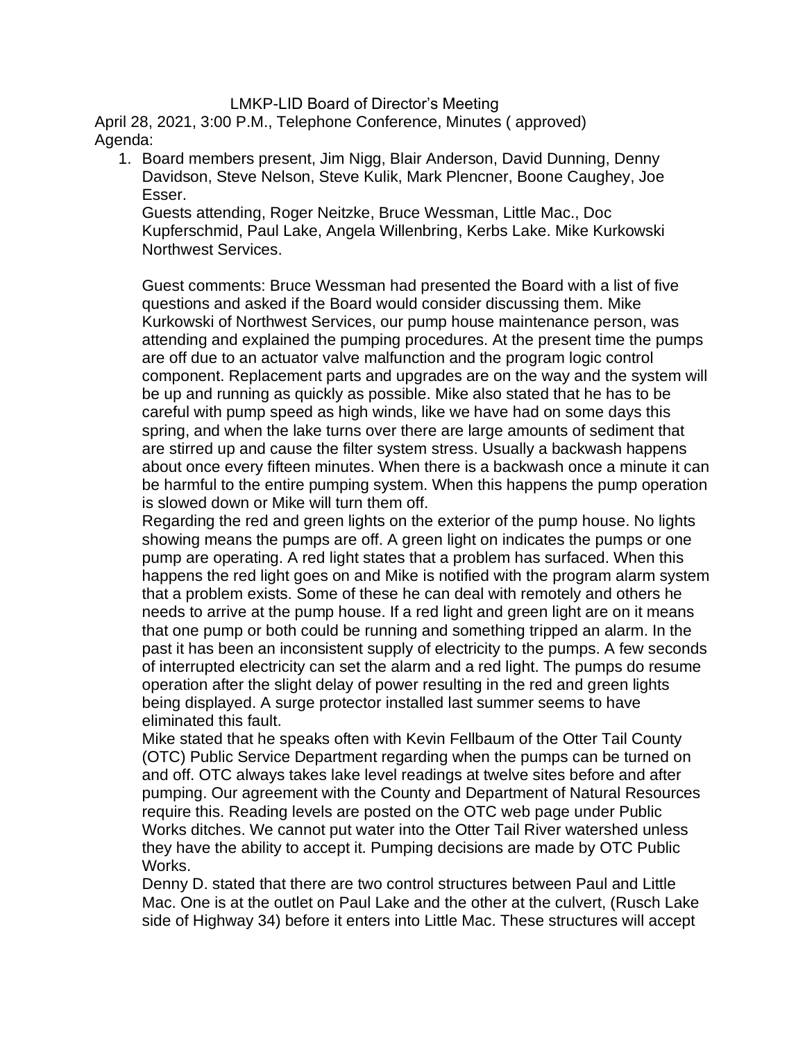# LMKP-LID Board of Director's Meeting

April 28, 2021, 3:00 P.M., Telephone Conference, Minutes ( approved)

Agenda:

1. Board members present, Jim Nigg, Blair Anderson, David Dunning, Denny Davidson, Steve Nelson, Steve Kulik, Mark Plencner, Boone Caughey, Joe Esser.

   Guests attending, Roger Neitzke, Bruce Wessman, Little Mac., Doc Kupferschmid, Paul Lake, Angela Willenbring, Kerbs Lake. Mike Kurkowski Northwest Services.

   Guest comments: Bruce Wessman had presented the Board with a list of five questions and asked if the Board would consider discussing them. Mike Kurkowski of Northwest Services, our pump house maintenance person, was attending and explained the pumping procedures. At the present time the pumps are off due to an actuator valve malfunction and the program logic control component. Replacement parts and upgrades are on the way and the system will be up and running as quickly as possible. Mike also stated that he has to be careful with pump speed as high winds, like we have had on some days this spring, and when the lake turns over there are large amounts of sediment that are stirred up and cause the filter system stress. Usually a backwash happens about once every fifteen minutes. When there is a backwash once a minute it can be harmful to the entire pumping system. When this happens the pump operation is slowed down or Mike will turn them off.

   Regarding the red and green lights on the exterior of the pump house. No lights showing means the pumps are off. A green light on indicates the pumps or one pump are operating. A red light states that a problem has surfaced. When this happens the red light goes on and Mike is notified with the program alarm system that a problem exists. Some of these he can deal with remotely and others he needs to arrive at the pump house. If a red light and green light are on it means that one pump or both could be running and something tripped an alarm. In the past it has been an inconsistent supply of electricity to the pumps. A few seconds of interrupted electricity can set the alarm and a red light. The pumps do resume operation after the slight delay of power resulting in the red and green lights being displayed. A surge protector installed last summer seems to have eliminated this fault.

   Mike stated that he speaks often with Kevin Fellbaum of the Otter Tail County (OTC) Public Service Department regarding when the pumps can be turned on and off. OTC always takes lake level readings at twelve sites before and after pumping. Our agreement with the County and Department of Natural Resources require this. Reading levels are posted on the OTC web page under Public Works ditches. We cannot put water into the Otter Tail River watershed unless they have the ability to accept it. Pumping decisions are made by OTC Public Works.

   Denny D. stated that there are two control structures between Paul and Little Mac. One is at the outlet on Paul Lake and the other at the culvert, (Rusch Lake side of Highway 34) before it enters into Little Mac. These structures will accept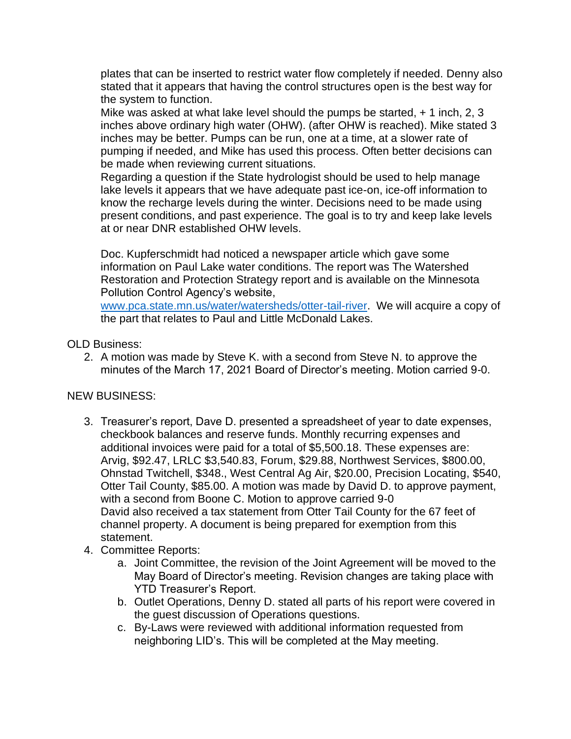plates that can be inserted to restrict water flow completely if needed. Denny also stated that it appears that having the control structures open is the best way for the system to function.

Mike was asked at what lake level should the pumps be started, + 1 inch, 2, 3 inches above ordinary high water (OHW). (after OHW is reached). Mike stated 3 inches may be better. Pumps can be run, one at a time, at a slower rate of pumping if needed, and Mike has used this process. Often better decisions can be made when reviewing current situations.

Regarding a question if the State hydrologist should be used to help manage lake levels it appears that we have adequate past ice-on, ice-off information to know the recharge levels during the winter. Decisions need to be made using present conditions, and past experience. The goal is to try and keep lake levels at or near DNR established OHW levels.

Doc. Kupferschmidt had noticed a newspaper article which gave some information on Paul Lake water conditions. The report was The Watershed Restoration and Protection Strategy report and is available on the Minnesota Pollution Control Agency's website, www.pca.state.mn.us/water/watersheds/otter-tail-river. We will acquire a copy of the part that relates to Paul and Little McDonald Lakes.

OLD Business:

2. A motion was made by Steve K. with a second from Steve N. to approve the minutes of the March 17, 2021 Board of Director's meeting. Motion carried 9-0.

NEW BUSINESS:

3. Treasurer's report, Dave D. presented a spreadsheet of year to date expenses, checkbook balances and reserve funds. Monthly recurring expenses and additional invoices were paid for a total of $5,500.18. These expenses are: Arvig, $92.47, LRLC $3,540.83, Forum, $29.88, Northwest Services, $800.00, Ohnstad Twitchell, $348., West Central Ag Air, $20.00, Precision Locating, $540, Otter Tail County, $85.00. A motion was made by David D. to approve payment, with a second from Boone C. Motion to approve carried 9-0
   David also received a tax statement from Otter Tail County for the 67 feet of channel property. A document is being prepared for exemption from this statement.
4. Committee Reports:
   a. Joint Committee, the revision of the Joint Agreement will be moved to the May Board of Director's meeting. Revision changes are taking place with YTD Treasurer's Report.
   b. Outlet Operations, Denny D. stated all parts of his report were covered in the guest discussion of Operations questions.
   c. By-Laws were reviewed with additional information requested from neighboring LID's. This will be completed at the May meeting.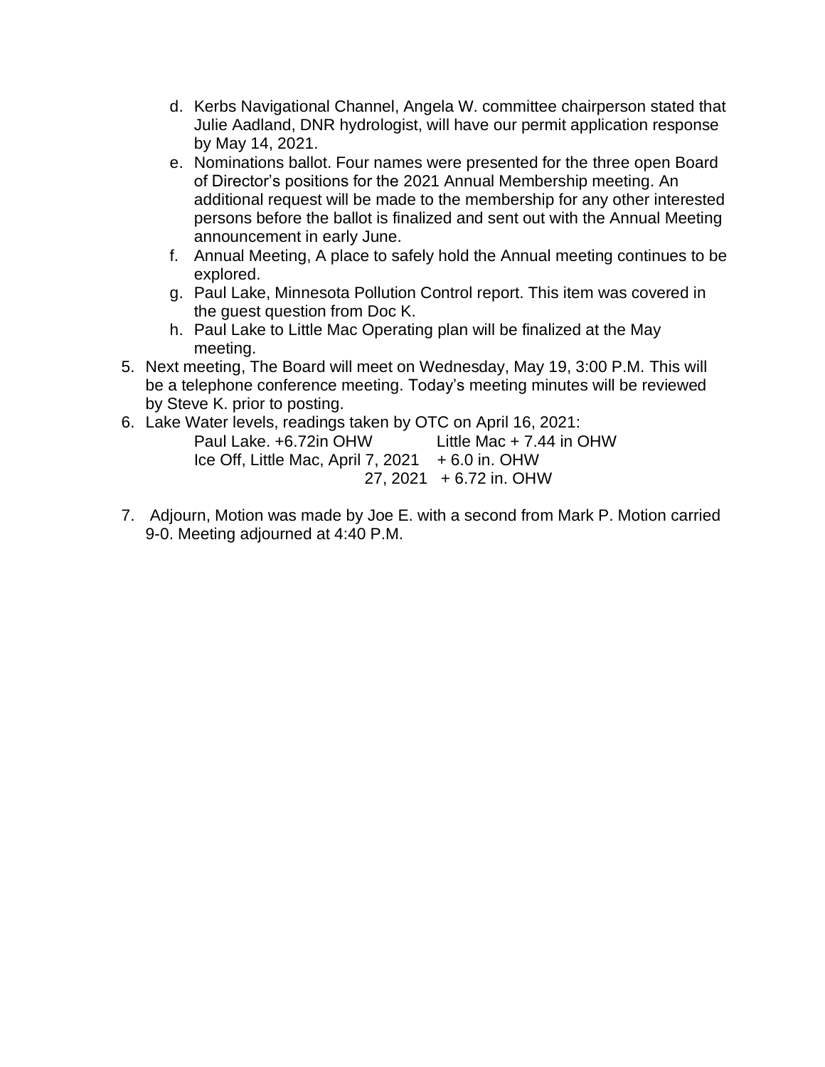d. Kerbs Navigational Channel, Angela W. committee chairperson stated that Julie Aadland, DNR hydrologist, will have our permit application response by May 14, 2021.
e. Nominations ballot. Four names were presented for the three open Board of Director's positions for the 2021 Annual Membership meeting. An additional request will be made to the membership for any other interested persons before the ballot is finalized and sent out with the Annual Meeting announcement in early June.
f. Annual Meeting, A place to safely hold the Annual meeting continues to be explored.
g. Paul Lake, Minnesota Pollution Control report. This item was covered in the guest question from Doc K.
h. Paul Lake to Little Mac Operating plan will be finalized at the May meeting.

5. Next meeting, The Board will meet on Wednesday, May 19, 3:00 P.M. This will be a telephone conference meeting. Today's meeting minutes will be reviewed by Steve K. prior to posting.
6. Lake Water levels, readings taken by OTC on April 16, 2021:
   Paul Lake. +6.72in OHW           Little Mac + 7.44 in OHW
   Ice Off, Little Mac, April 7, 2021   + 6.0 in. OHW
                                          27, 2021   + 6.72 in. OHW

7. Adjourn, Motion was made by Joe E. with a second from Mark P. Motion carried 9-0. Meeting adjourned at 4:40 P.M.